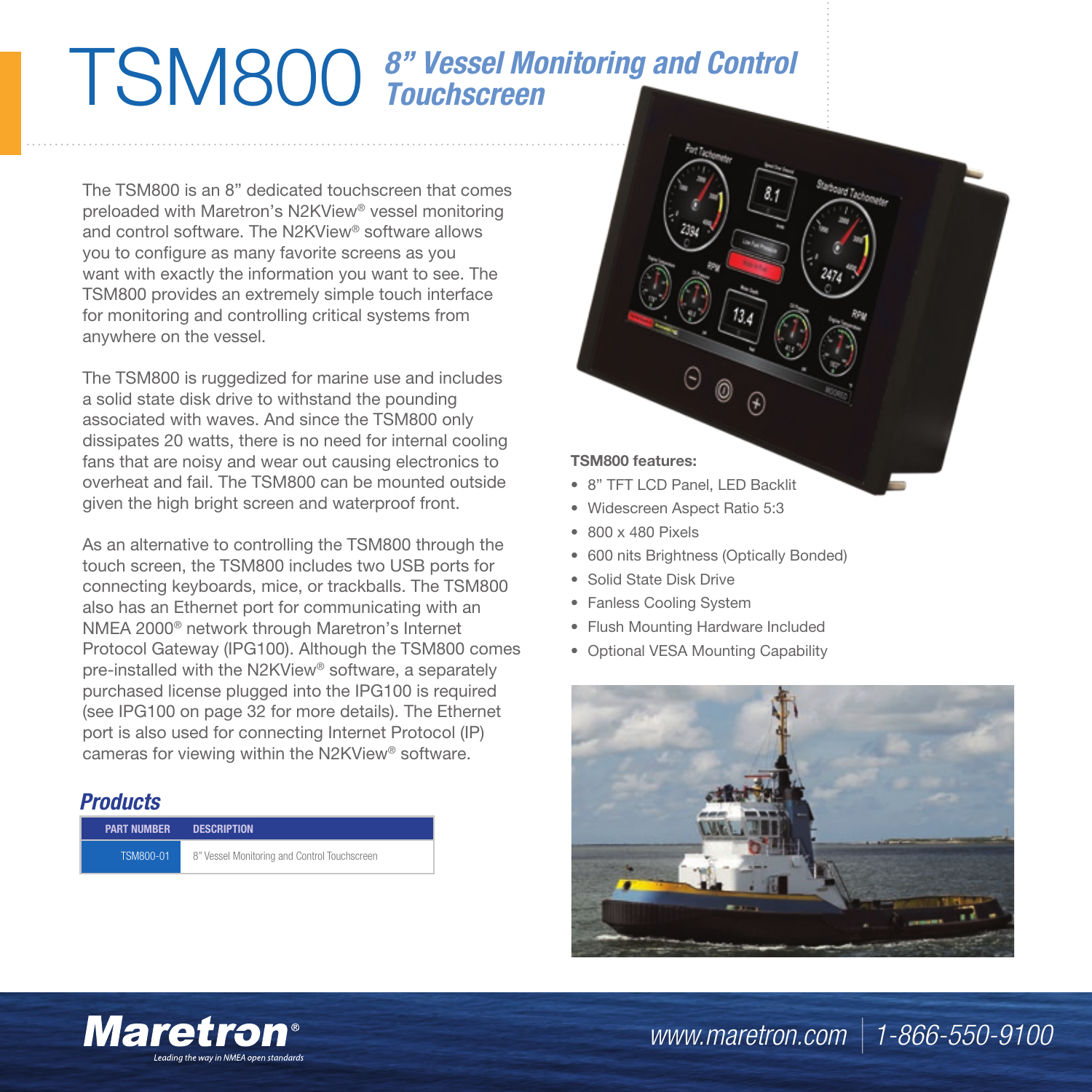# TSM800 *8" Vessel Monitoring and Control Touchscreen*

The TSM800 is an 8" dedicated touchscreen that comes preloaded with Maretron's N2KView® vessel monitoring and control software. The N2KView® software allows you to configure as many favorite screens as you want with exactly the information you want to see. The TSM800 provides an extremely simple touch interface for monitoring and controlling critical systems from anywhere on the vessel.

The TSM800 is ruggedized for marine use and includes a solid state disk drive to withstand the pounding associated with waves. And since the TSM800 only dissipates 20 watts, there is no need for internal cooling fans that are noisy and wear out causing electronics to overheat and fail. The TSM800 can be mounted outside given the high bright screen and waterproof front.

As an alternative to controlling the TSM800 through the touch screen, the TSM800 includes two USB ports for connecting keyboards, mice, or trackballs. The TSM800 also has an Ethernet port for communicating with an NMEA 2000® network through Maretron's Internet Protocol Gateway (IPG100). Although the TSM800 comes pre-installed with the N2KView® software, a separately purchased license plugged into the IPG100 is required (see IPG100 on page 32 for more details). The Ethernet port is also used for connecting Internet Protocol (IP) cameras for viewing within the N2KView® software.

**TSM800 features:**

- 8" TFT LCD Panel, LED Backlit
- Widescreen Aspect Ratio 5:3
- 800 x 480 Pixels
- 600 nits Brightness (Optically Bonded)
- Solid State Disk Drive
- Fanless Cooling System
- Flush Mounting Hardware Included
- Optional VESA Mounting Capability

## *Products*

| PART NUMBER | DESCRIPTION |
| --- | --- |
| TSM800-01 | 8" Vessel Monitoring and Control Touchscreen |

Maretron® Leading the way in NMEA open standards

www.maretron.com | 1-866-550-9100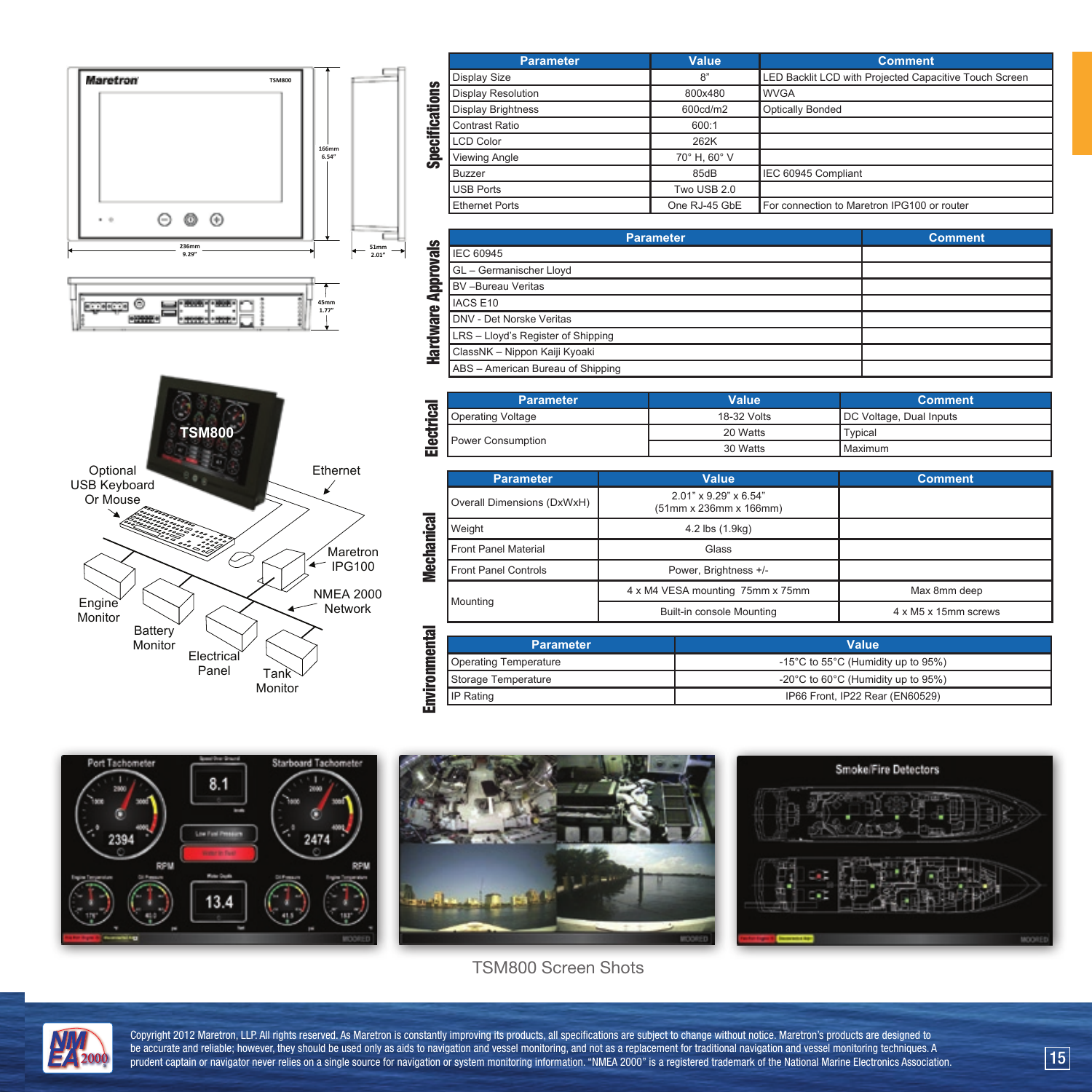## Specifications

| Parameter | Value | Comment |
|---|---|---|
| Display Size | 8" | LED Backlit LCD with Projected Capacitive Touch Screen |
| Display Resolution | 800x480 | WVGA |
| Display Brightness | 600cd/m2 | Optically Bonded |
| Contrast Ratio | 600:1 | |
| LCD Color | 262K | |
| Viewing Angle | 70° H, 60° V | |
| Buzzer | 85dB | IEC 60945 Compliant |
| USB Ports | Two USB 2.0 | |
| Ethernet Ports | One RJ-45 GbE | For connection to Maretron IPG100 or router |

## Hardware Approvals

| Parameter | Comment |
|---|---|
| IEC 60945 | |
| GL – Germanischer Lloyd | |
| BV –Bureau Veritas | |
| IACS E10 | |
| DNV - Det Norske Veritas | |
| LRS – Lloyd's Register of Shipping | |
| ClassNK – Nippon Kaiji Kyoaki | |
| ABS – American Bureau of Shipping | |

## Electrical

| Parameter | Value | Comment |
|---|---|---|
| Operating Voltage | 18-32 Volts | DC Voltage, Dual Inputs |
| Power Consumption | 20 Watts | Typical |
| | 30 Watts | Maximum |

## Mechanical

| Parameter | Value | Comment |
|---|---|---|
| Overall Dimensions (DxWxH) | 2.01" x 9.29" x 6.54" (51mm x 236mm x 166mm) | |
| Weight | 4.2 lbs (1.9kg) | |
| Front Panel Material | Glass | |
| Front Panel Controls | Power, Brightness +/- | |
| Mounting | 4 x M4 VESA mounting 75mm x 75mm | Max 8mm deep |
| | Built-in console Mounting | 4 x M5 x 15mm screws |

## Environmental

| Parameter | Value |
|---|---|
| Operating Temperature | -15°C to 55°C (Humidity up to 95%) |
| Storage Temperature | -20°C to 60°C (Humidity up to 95%) |
| IP Rating | IP66 Front, IP22 Rear (EN60529) |

Maretron
TSM800
166mm
6.54"
236mm
9.29"
51mm
2.01"
45mm
1.77"

TSM800
Optional USB Keyboard Or Mouse
Ethernet
Maretron IPG100
NMEA 2000 Network
Engine Monitor
Battery Monitor
Electrical Panel
Tank Monitor

TSM800 Screen Shots

Copyright 2012 Maretron, LLP. All rights reserved. As Maretron is constantly improving its products, all specifications are subject to change without notice. Maretron's products are designed to be accurate and reliable; however, they should be used only as aids to navigation and vessel monitoring, and not as a replacement for traditional navigation and vessel monitoring techniques. A prudent captain or navigator never relies on a single source for navigation or system monitoring information. "NMEA 2000" is a registered trademark of the National Marine Electronics Association.